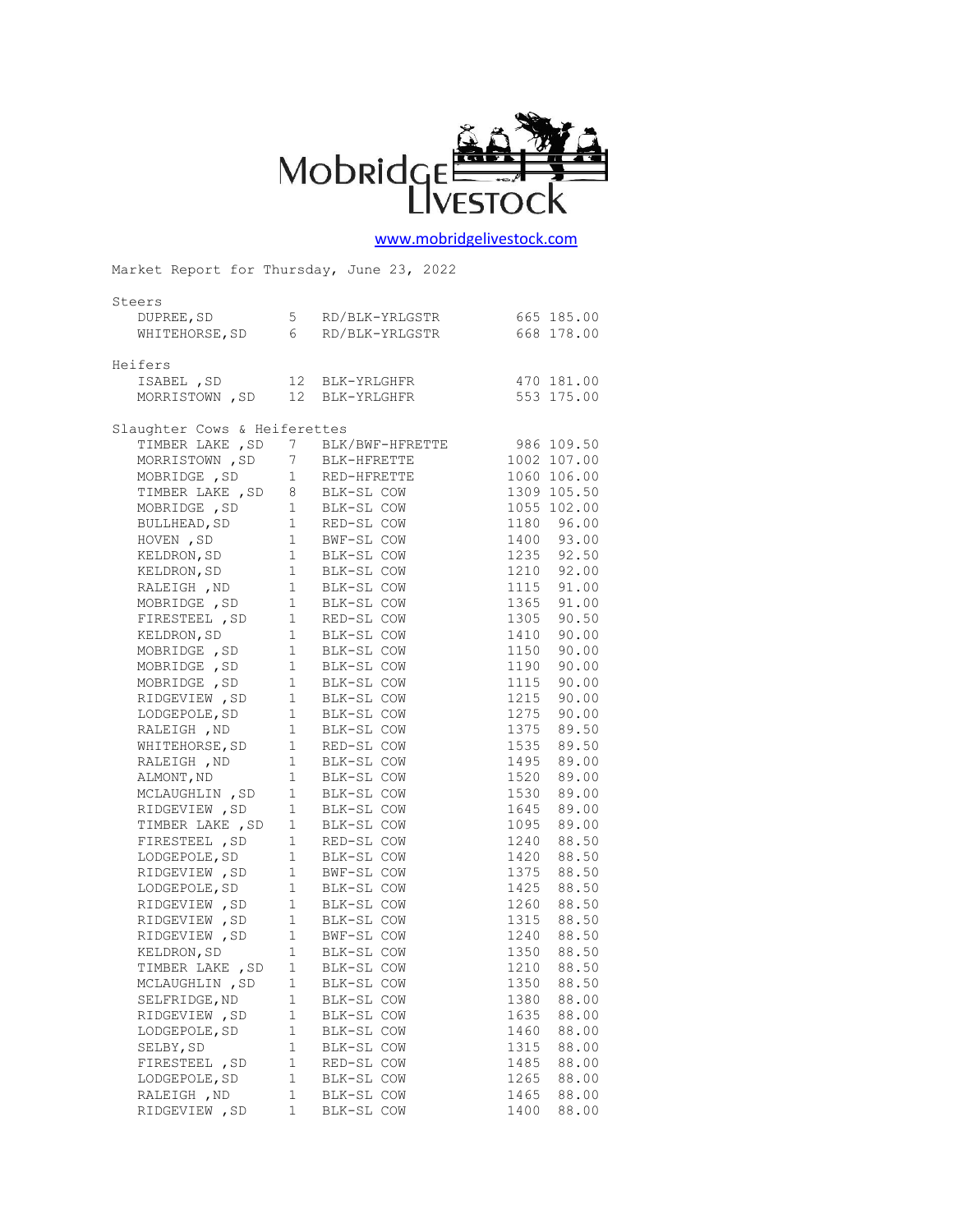Mobridge Livestock

www.mobridgelivestock.com

Market Report for Thursday, June 23, 2022

## Steers

| Location | Head | Description | Weight | Price |
|---|---|---|---|---|
| DUPREE, SD | 5 | RD/BLK-YRLGSTR | 665 | 185.00 |
| WHITEHORSE, SD | 6 | RD/BLK-YRLGSTR | 668 | 178.00 |

## Heifers

| Location | Head | Description | Weight | Price |
|---|---|---|---|---|
| ISABEL, SD | 12 | BLK-YRLGHFR | 470 | 181.00 |
| MORRISTOWN, SD | 12 | BLK-YRLGHFR | 553 | 175.00 |

## Slaughter Cows & Heiferettes

| Location | Head | Description | Weight | Price |
|---|---|---|---|---|
| TIMBER LAKE, SD | 7 | BLK/BWF-HFRETTE | 986 | 109.50 |
| MORRISTOWN, SD | 7 | BLK-HFRETTE | 1002 | 107.00 |
| MOBRIDGE, SD | 1 | RED-HFRETTE | 1060 | 106.00 |
| TIMBER LAKE, SD | 8 | BLK-SL COW | 1309 | 105.50 |
| MOBRIDGE, SD | 1 | BLK-SL COW | 1055 | 102.00 |
| BULLHEAD, SD | 1 | RED-SL COW | 1180 | 96.00 |
| HOVEN, SD | 1 | BWF-SL COW | 1400 | 93.00 |
| KELDRON, SD | 1 | BLK-SL COW | 1235 | 92.50 |
| KELDRON, SD | 1 | BLK-SL COW | 1210 | 92.00 |
| RALEIGH, ND | 1 | BLK-SL COW | 1115 | 91.00 |
| MOBRIDGE, SD | 1 | BLK-SL COW | 1365 | 91.00 |
| FIRESTEEL, SD | 1 | RED-SL COW | 1305 | 90.50 |
| KELDRON, SD | 1 | BLK-SL COW | 1410 | 90.00 |
| MOBRIDGE, SD | 1 | BLK-SL COW | 1150 | 90.00 |
| MOBRIDGE, SD | 1 | BLK-SL COW | 1190 | 90.00 |
| MOBRIDGE, SD | 1 | BLK-SL COW | 1115 | 90.00 |
| RIDGEVIEW, SD | 1 | BLK-SL COW | 1215 | 90.00 |
| LODGEPOLE, SD | 1 | BLK-SL COW | 1275 | 90.00 |
| RALEIGH, ND | 1 | BLK-SL COW | 1375 | 89.50 |
| WHITEHORSE, SD | 1 | RED-SL COW | 1535 | 89.50 |
| RALEIGH, ND | 1 | BLK-SL COW | 1495 | 89.00 |
| ALMONT, ND | 1 | BLK-SL COW | 1520 | 89.00 |
| MCLAUGHLIN, SD | 1 | BLK-SL COW | 1530 | 89.00 |
| RIDGEVIEW, SD | 1 | BLK-SL COW | 1645 | 89.00 |
| TIMBER LAKE, SD | 1 | BLK-SL COW | 1095 | 89.00 |
| FIRESTEEL, SD | 1 | RED-SL COW | 1240 | 88.50 |
| LODGEPOLE, SD | 1 | BLK-SL COW | 1420 | 88.50 |
| RIDGEVIEW, SD | 1 | BWF-SL COW | 1375 | 88.50 |
| LODGEPOLE, SD | 1 | BLK-SL COW | 1425 | 88.50 |
| RIDGEVIEW, SD | 1 | BLK-SL COW | 1260 | 88.50 |
| RIDGEVIEW, SD | 1 | BLK-SL COW | 1315 | 88.50 |
| RIDGEVIEW, SD | 1 | BWF-SL COW | 1240 | 88.50 |
| KELDRON, SD | 1 | BLK-SL COW | 1350 | 88.50 |
| TIMBER LAKE, SD | 1 | BLK-SL COW | 1210 | 88.50 |
| MCLAUGHLIN, SD | 1 | BLK-SL COW | 1350 | 88.50 |
| SELFRIDGE, ND | 1 | BLK-SL COW | 1380 | 88.00 |
| RIDGEVIEW, SD | 1 | BLK-SL COW | 1635 | 88.00 |
| LODGEPOLE, SD | 1 | BLK-SL COW | 1460 | 88.00 |
| SELBY, SD | 1 | BLK-SL COW | 1315 | 88.00 |
| FIRESTEEL, SD | 1 | RED-SL COW | 1485 | 88.00 |
| LODGEPOLE, SD | 1 | BLK-SL COW | 1265 | 88.00 |
| RALEIGH, ND | 1 | BLK-SL COW | 1465 | 88.00 |
| RIDGEVIEW, SD | 1 | BLK-SL COW | 1400 | 88.00 |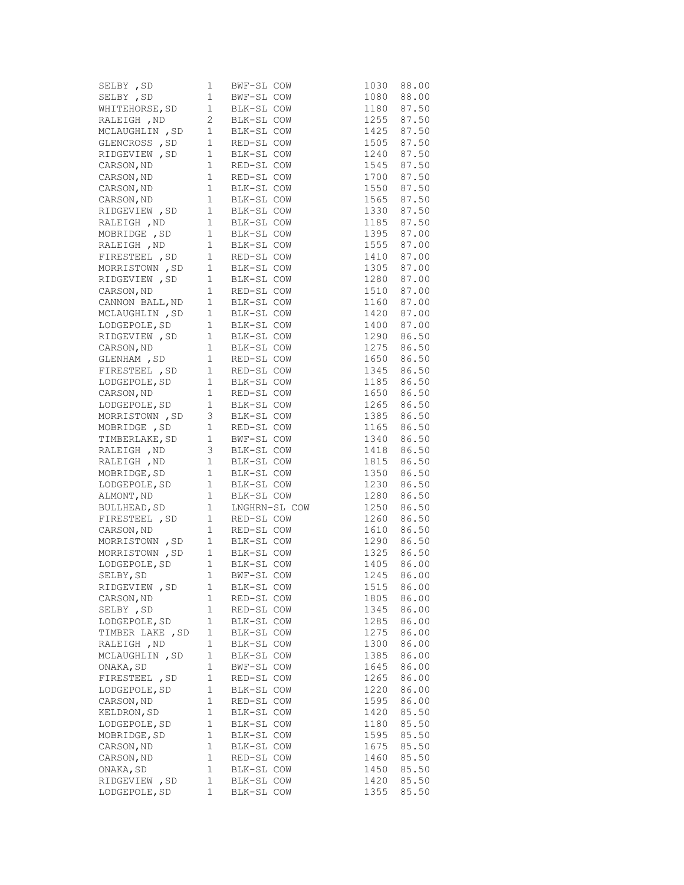| | | | | |
|---|---|---|---|---|
| SELBY ,SD | 1 | BWF-SL COW | 1030 | 88.00 |
| SELBY ,SD | 1 | BWF-SL COW | 1080 | 88.00 |
| WHITEHORSE,SD | 1 | BLK-SL COW | 1180 | 87.50 |
| RALEIGH ,ND | 2 | BLK-SL COW | 1255 | 87.50 |
| MCLAUGHLIN ,SD | 1 | BLK-SL COW | 1425 | 87.50 |
| GLENCROSS ,SD | 1 | RED-SL COW | 1505 | 87.50 |
| RIDGEVIEW ,SD | 1 | BLK-SL COW | 1240 | 87.50 |
| CARSON,ND | 1 | RED-SL COW | 1545 | 87.50 |
| CARSON,ND | 1 | RED-SL COW | 1700 | 87.50 |
| CARSON,ND | 1 | BLK-SL COW | 1550 | 87.50 |
| CARSON,ND | 1 | BLK-SL COW | 1565 | 87.50 |
| RIDGEVIEW ,SD | 1 | BLK-SL COW | 1330 | 87.50 |
| RALEIGH ,ND | 1 | BLK-SL COW | 1185 | 87.50 |
| MOBRIDGE ,SD | 1 | BLK-SL COW | 1395 | 87.00 |
| RALEIGH ,ND | 1 | BLK-SL COW | 1555 | 87.00 |
| FIRESTEEL ,SD | 1 | RED-SL COW | 1410 | 87.00 |
| MORRISTOWN ,SD | 1 | BLK-SL COW | 1305 | 87.00 |
| RIDGEVIEW ,SD | 1 | BLK-SL COW | 1280 | 87.00 |
| CARSON,ND | 1 | RED-SL COW | 1510 | 87.00 |
| CANNON BALL,ND | 1 | BLK-SL COW | 1160 | 87.00 |
| MCLAUGHLIN ,SD | 1 | BLK-SL COW | 1420 | 87.00 |
| LODGEPOLE,SD | 1 | BLK-SL COW | 1400 | 87.00 |
| RIDGEVIEW ,SD | 1 | BLK-SL COW | 1290 | 86.50 |
| CARSON,ND | 1 | BLK-SL COW | 1275 | 86.50 |
| GLENHAM ,SD | 1 | RED-SL COW | 1650 | 86.50 |
| FIRESTEEL ,SD | 1 | RED-SL COW | 1345 | 86.50 |
| LODGEPOLE,SD | 1 | BLK-SL COW | 1185 | 86.50 |
| CARSON,ND | 1 | RED-SL COW | 1650 | 86.50 |
| LODGEPOLE,SD | 1 | BLK-SL COW | 1265 | 86.50 |
| MORRISTOWN ,SD | 3 | BLK-SL COW | 1385 | 86.50 |
| MOBRIDGE ,SD | 1 | RED-SL COW | 1165 | 86.50 |
| TIMBERLAKE,SD | 1 | BWF-SL COW | 1340 | 86.50 |
| RALEIGH ,ND | 3 | BLK-SL COW | 1418 | 86.50 |
| RALEIGH ,ND | 1 | BLK-SL COW | 1815 | 86.50 |
| MOBRIDGE,SD | 1 | BLK-SL COW | 1350 | 86.50 |
| LODGEPOLE,SD | 1 | BLK-SL COW | 1230 | 86.50 |
| ALMONT,ND | 1 | BLK-SL COW | 1280 | 86.50 |
| BULLHEAD,SD | 1 | LNGHRN-SL COW | 1250 | 86.50 |
| FIRESTEEL ,SD | 1 | RED-SL COW | 1260 | 86.50 |
| CARSON,ND | 1 | RED-SL COW | 1610 | 86.50 |
| MORRISTOWN ,SD | 1 | BLK-SL COW | 1290 | 86.50 |
| MORRISTOWN ,SD | 1 | BLK-SL COW | 1325 | 86.50 |
| LODGEPOLE,SD | 1 | BLK-SL COW | 1405 | 86.00 |
| SELBY,SD | 1 | BWF-SL COW | 1245 | 86.00 |
| RIDGEVIEW ,SD | 1 | BLK-SL COW | 1515 | 86.00 |
| CARSON,ND | 1 | RED-SL COW | 1805 | 86.00 |
| SELBY ,SD | 1 | RED-SL COW | 1345 | 86.00 |
| LODGEPOLE,SD | 1 | BLK-SL COW | 1285 | 86.00 |
| TIMBER LAKE ,SD | 1 | BLK-SL COW | 1275 | 86.00 |
| RALEIGH ,ND | 1 | BLK-SL COW | 1300 | 86.00 |
| MCLAUGHLIN ,SD | 1 | BLK-SL COW | 1385 | 86.00 |
| ONAKA,SD | 1 | BWF-SL COW | 1645 | 86.00 |
| FIRESTEEL ,SD | 1 | RED-SL COW | 1265 | 86.00 |
| LODGEPOLE,SD | 1 | BLK-SL COW | 1220 | 86.00 |
| CARSON,ND | 1 | RED-SL COW | 1595 | 86.00 |
| KELDRON,SD | 1 | BLK-SL COW | 1420 | 85.50 |
| LODGEPOLE,SD | 1 | BLK-SL COW | 1180 | 85.50 |
| MOBRIDGE,SD | 1 | BLK-SL COW | 1595 | 85.50 |
| CARSON,ND | 1 | BLK-SL COW | 1675 | 85.50 |
| CARSON,ND | 1 | RED-SL COW | 1460 | 85.50 |
| ONAKA,SD | 1 | BLK-SL COW | 1450 | 85.50 |
| RIDGEVIEW ,SD | 1 | BLK-SL COW | 1420 | 85.50 |
| LODGEPOLE,SD | 1 | BLK-SL COW | 1355 | 85.50 |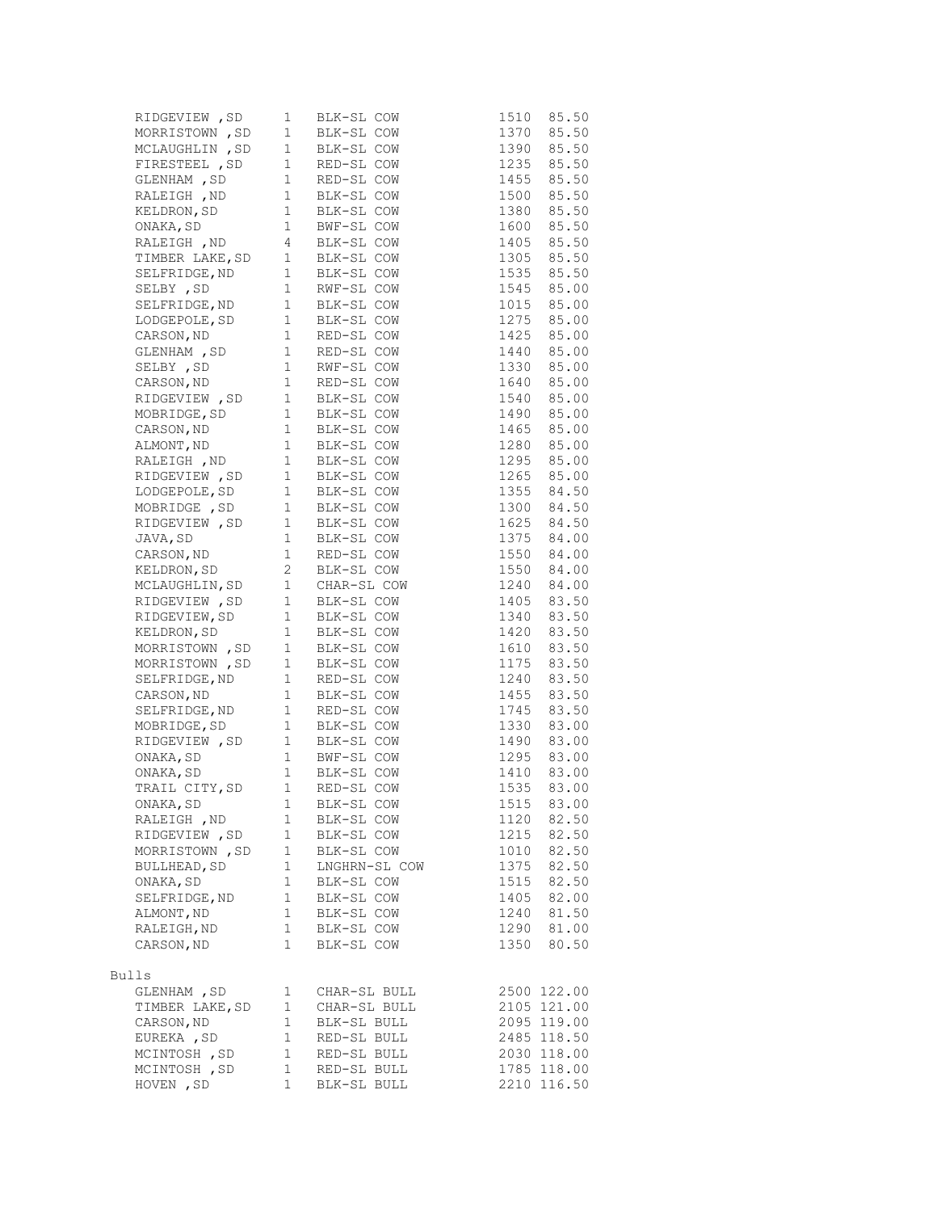| Location | Head | Description | Weight | Price |
|---|---|---|---|---|
| RIDGEVIEW ,SD | 1 | BLK-SL COW | 1510 | 85.50 |
| MORRISTOWN ,SD | 1 | BLK-SL COW | 1370 | 85.50 |
| MCLAUGHLIN ,SD | 1 | BLK-SL COW | 1390 | 85.50 |
| FIRESTEEL ,SD | 1 | RED-SL COW | 1235 | 85.50 |
| GLENHAM ,SD | 1 | RED-SL COW | 1455 | 85.50 |
| RALEIGH ,ND | 1 | BLK-SL COW | 1500 | 85.50 |
| KELDRON,SD | 1 | BLK-SL COW | 1380 | 85.50 |
| ONAKA,SD | 1 | BWF-SL COW | 1600 | 85.50 |
| RALEIGH ,ND | 4 | BLK-SL COW | 1405 | 85.50 |
| TIMBER LAKE,SD | 1 | BLK-SL COW | 1305 | 85.50 |
| SELFRIDGE,ND | 1 | BLK-SL COW | 1535 | 85.50 |
| SELBY ,SD | 1 | RWF-SL COW | 1545 | 85.00 |
| SELFRIDGE,ND | 1 | BLK-SL COW | 1015 | 85.00 |
| LODGEPOLE,SD | 1 | BLK-SL COW | 1275 | 85.00 |
| CARSON,ND | 1 | RED-SL COW | 1425 | 85.00 |
| GLENHAM ,SD | 1 | RED-SL COW | 1440 | 85.00 |
| SELBY ,SD | 1 | RWF-SL COW | 1330 | 85.00 |
| CARSON,ND | 1 | RED-SL COW | 1640 | 85.00 |
| RIDGEVIEW ,SD | 1 | BLK-SL COW | 1540 | 85.00 |
| MOBRIDGE,SD | 1 | BLK-SL COW | 1490 | 85.00 |
| CARSON,ND | 1 | BLK-SL COW | 1465 | 85.00 |
| ALMONT,ND | 1 | BLK-SL COW | 1280 | 85.00 |
| RALEIGH ,ND | 1 | BLK-SL COW | 1295 | 85.00 |
| RIDGEVIEW ,SD | 1 | BLK-SL COW | 1265 | 85.00 |
| LODGEPOLE,SD | 1 | BLK-SL COW | 1355 | 84.50 |
| MOBRIDGE ,SD | 1 | BLK-SL COW | 1300 | 84.50 |
| RIDGEVIEW ,SD | 1 | BLK-SL COW | 1625 | 84.50 |
| JAVA,SD | 1 | BLK-SL COW | 1375 | 84.00 |
| CARSON,ND | 1 | RED-SL COW | 1550 | 84.00 |
| KELDRON,SD | 2 | BLK-SL COW | 1550 | 84.00 |
| MCLAUGHLIN,SD | 1 | CHAR-SL COW | 1240 | 84.00 |
| RIDGEVIEW ,SD | 1 | BLK-SL COW | 1405 | 83.50 |
| RIDGEVIEW,SD | 1 | BLK-SL COW | 1340 | 83.50 |
| KELDRON,SD | 1 | BLK-SL COW | 1420 | 83.50 |
| MORRISTOWN ,SD | 1 | BLK-SL COW | 1610 | 83.50 |
| MORRISTOWN ,SD | 1 | BLK-SL COW | 1175 | 83.50 |
| SELFRIDGE,ND | 1 | RED-SL COW | 1240 | 83.50 |
| CARSON,ND | 1 | BLK-SL COW | 1455 | 83.50 |
| SELFRIDGE,ND | 1 | RED-SL COW | 1745 | 83.50 |
| MOBRIDGE,SD | 1 | BLK-SL COW | 1330 | 83.00 |
| RIDGEVIEW ,SD | 1 | BLK-SL COW | 1490 | 83.00 |
| ONAKA,SD | 1 | BWF-SL COW | 1295 | 83.00 |
| ONAKA,SD | 1 | BLK-SL COW | 1410 | 83.00 |
| TRAIL CITY,SD | 1 | RED-SL COW | 1535 | 83.00 |
| ONAKA,SD | 1 | BLK-SL COW | 1515 | 83.00 |
| RALEIGH ,ND | 1 | BLK-SL COW | 1120 | 82.50 |
| RIDGEVIEW ,SD | 1 | BLK-SL COW | 1215 | 82.50 |
| MORRISTOWN ,SD | 1 | BLK-SL COW | 1010 | 82.50 |
| BULLHEAD,SD | 1 | LNGHRN-SL COW | 1375 | 82.50 |
| ONAKA,SD | 1 | BLK-SL COW | 1515 | 82.50 |
| SELFRIDGE,ND | 1 | BLK-SL COW | 1405 | 82.00 |
| ALMONT,ND | 1 | BLK-SL COW | 1240 | 81.50 |
| RALEIGH,ND | 1 | BLK-SL COW | 1290 | 81.00 |
| CARSON,ND | 1 | BLK-SL COW | 1350 | 80.50 |

Bulls

| Location | Head | Description | Weight | Price |
|---|---|---|---|---|
| GLENHAM ,SD | 1 | CHAR-SL BULL | 2500 | 122.00 |
| TIMBER LAKE,SD | 1 | CHAR-SL BULL | 2105 | 121.00 |
| CARSON,ND | 1 | BLK-SL BULL | 2095 | 119.00 |
| EUREKA ,SD | 1 | RED-SL BULL | 2485 | 118.50 |
| MCINTOSH ,SD | 1 | RED-SL BULL | 2030 | 118.00 |
| MCINTOSH ,SD | 1 | RED-SL BULL | 1785 | 118.00 |
| HOVEN ,SD | 1 | BLK-SL BULL | 2210 | 116.50 |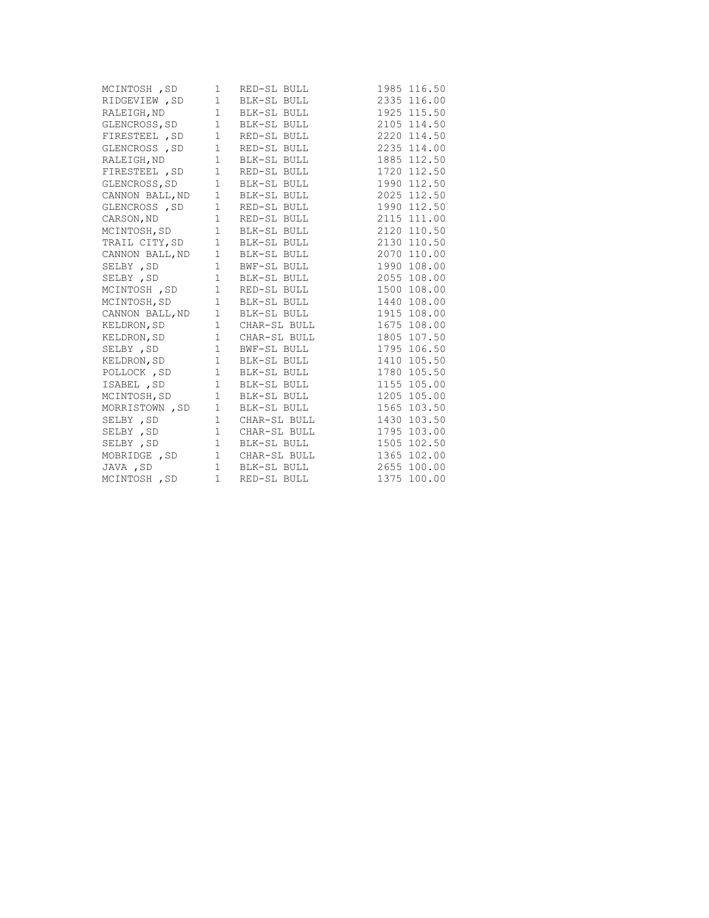| | | | | |
|---|---|---|---|---|
| MCINTOSH ,SD | 1 | RED-SL BULL | 1985 | 116.50 |
| RIDGEVIEW ,SD | 1 | BLK-SL BULL | 2335 | 116.00 |
| RALEIGH,ND | 1 | BLK-SL BULL | 1925 | 115.50 |
| GLENCROSS,SD | 1 | BLK-SL BULL | 2105 | 114.50 |
| FIRESTEEL ,SD | 1 | RED-SL BULL | 2220 | 114.50 |
| GLENCROSS ,SD | 1 | RED-SL BULL | 2235 | 114.00 |
| RALEIGH,ND | 1 | BLK-SL BULL | 1885 | 112.50 |
| FIRESTEEL ,SD | 1 | RED-SL BULL | 1720 | 112.50 |
| GLENCROSS,SD | 1 | BLK-SL BULL | 1990 | 112.50 |
| CANNON BALL,ND | 1 | BLK-SL BULL | 2025 | 112.50 |
| GLENCROSS ,SD | 1 | RED-SL BULL | 1990 | 112.50 |
| CARSON,ND | 1 | RED-SL BULL | 2115 | 111.00 |
| MCINTOSH,SD | 1 | BLK-SL BULL | 2120 | 110.50 |
| TRAIL CITY,SD | 1 | BLK-SL BULL | 2130 | 110.50 |
| CANNON BALL,ND | 1 | BLK-SL BULL | 2070 | 110.00 |
| SELBY ,SD | 1 | BWF-SL BULL | 1990 | 108.00 |
| SELBY ,SD | 1 | BLK-SL BULL | 2055 | 108.00 |
| MCINTOSH ,SD | 1 | RED-SL BULL | 1500 | 108.00 |
| MCINTOSH,SD | 1 | BLK-SL BULL | 1440 | 108.00 |
| CANNON BALL,ND | 1 | BLK-SL BULL | 1915 | 108.00 |
| KELDRON,SD | 1 | CHAR-SL BULL | 1675 | 108.00 |
| KELDRON,SD | 1 | CHAR-SL BULL | 1805 | 107.50 |
| SELBY ,SD | 1 | BWF-SL BULL | 1795 | 106.50 |
| KELDRON,SD | 1 | BLK-SL BULL | 1410 | 105.50 |
| POLLOCK ,SD | 1 | BLK-SL BULL | 1780 | 105.50 |
| ISABEL ,SD | 1 | BLK-SL BULL | 1155 | 105.00 |
| MCINTOSH,SD | 1 | BLK-SL BULL | 1205 | 105.00 |
| MORRISTOWN ,SD | 1 | BLK-SL BULL | 1565 | 103.50 |
| SELBY ,SD | 1 | CHAR-SL BULL | 1430 | 103.50 |
| SELBY ,SD | 1 | CHAR-SL BULL | 1795 | 103.00 |
| SELBY ,SD | 1 | BLK-SL BULL | 1505 | 102.50 |
| MOBRIDGE ,SD | 1 | CHAR-SL BULL | 1365 | 102.00 |
| JAVA ,SD | 1 | BLK-SL BULL | 2655 | 100.00 |
| MCINTOSH ,SD | 1 | RED-SL BULL | 1375 | 100.00 |